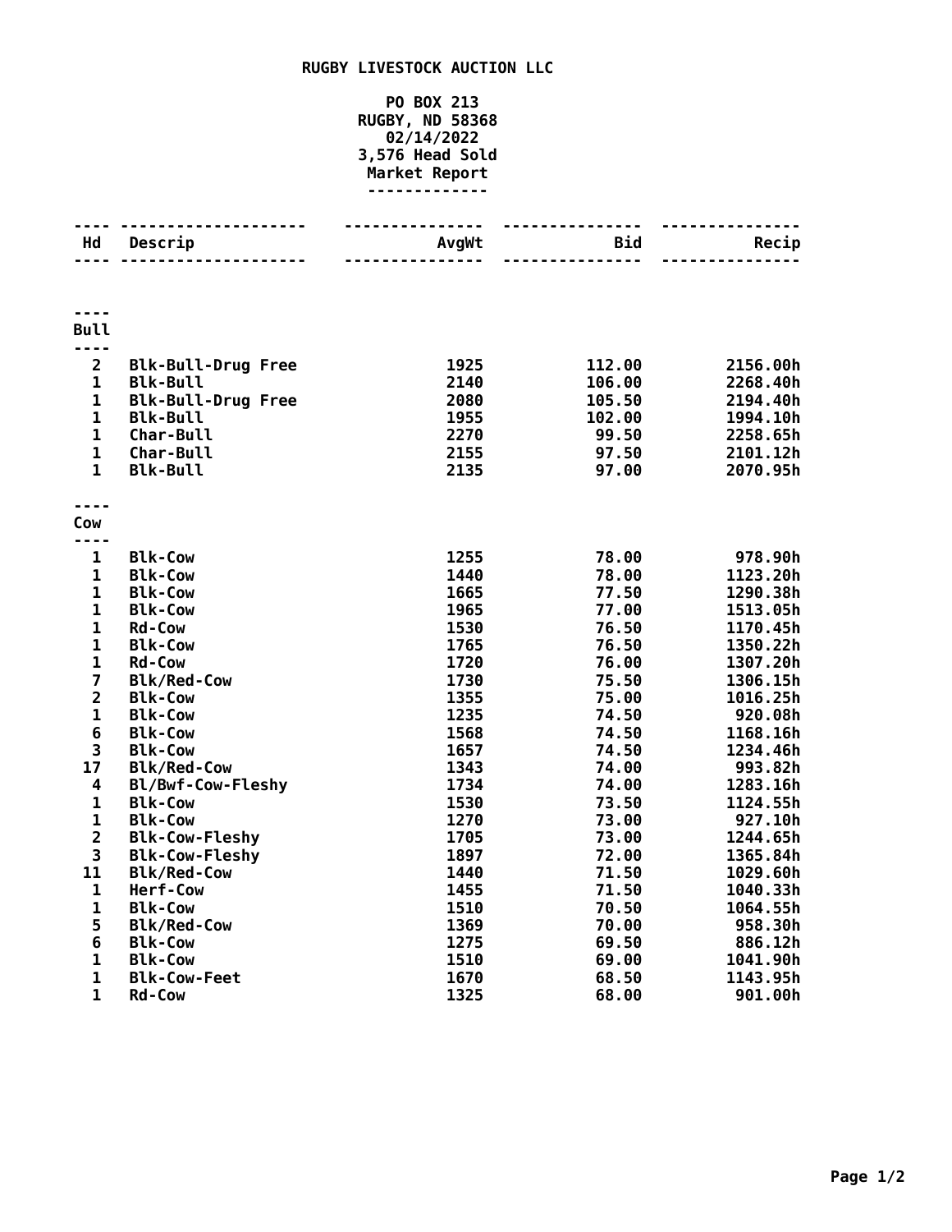# RUGBY LIVESTOCK AUCTION LLC

PO BOX 213
RUGBY, ND 58368
02/14/2022
3,576 Head Sold
Market Report

| Hd | Descrip | AvgWt | Bid | Recip |
|---|---|---|---|---|
| **Bull** | | | | |
| 2 | Blk-Bull-Drug Free | 1925 | 112.00 | 2156.00h |
| 1 | Blk-Bull | 2140 | 106.00 | 2268.40h |
| 1 | Blk-Bull-Drug Free | 2080 | 105.50 | 2194.40h |
| 1 | Blk-Bull | 1955 | 102.00 | 1994.10h |
| 1 | Char-Bull | 2270 | 99.50 | 2258.65h |
| 1 | Char-Bull | 2155 | 97.50 | 2101.12h |
| 1 | Blk-Bull | 2135 | 97.00 | 2070.95h |
| **Cow** | | | | |
| 1 | Blk-Cow | 1255 | 78.00 | 978.90h |
| 1 | Blk-Cow | 1440 | 78.00 | 1123.20h |
| 1 | Blk-Cow | 1665 | 77.50 | 1290.38h |
| 1 | Blk-Cow | 1965 | 77.00 | 1513.05h |
| 1 | Rd-Cow | 1530 | 76.50 | 1170.45h |
| 1 | Blk-Cow | 1765 | 76.50 | 1350.22h |
| 1 | Rd-Cow | 1720 | 76.00 | 1307.20h |
| 7 | Blk/Red-Cow | 1730 | 75.50 | 1306.15h |
| 2 | Blk-Cow | 1355 | 75.00 | 1016.25h |
| 1 | Blk-Cow | 1235 | 74.50 | 920.08h |
| 6 | Blk-Cow | 1568 | 74.50 | 1168.16h |
| 3 | Blk-Cow | 1657 | 74.50 | 1234.46h |
| 17 | Blk/Red-Cow | 1343 | 74.00 | 993.82h |
| 4 | Bl/Bwf-Cow-Fleshy | 1734 | 74.00 | 1283.16h |
| 1 | Blk-Cow | 1530 | 73.50 | 1124.55h |
| 1 | Blk-Cow | 1270 | 73.00 | 927.10h |
| 2 | Blk-Cow-Fleshy | 1705 | 73.00 | 1244.65h |
| 3 | Blk-Cow-Fleshy | 1897 | 72.00 | 1365.84h |
| 11 | Blk/Red-Cow | 1440 | 71.50 | 1029.60h |
| 1 | Herf-Cow | 1455 | 71.50 | 1040.33h |
| 1 | Blk-Cow | 1510 | 70.50 | 1064.55h |
| 5 | Blk/Red-Cow | 1369 | 70.00 | 958.30h |
| 6 | Blk-Cow | 1275 | 69.50 | 886.12h |
| 1 | Blk-Cow | 1510 | 69.00 | 1041.90h |
| 1 | Blk-Cow-Feet | 1670 | 68.50 | 1143.95h |
| 1 | Rd-Cow | 1325 | 68.00 | 901.00h |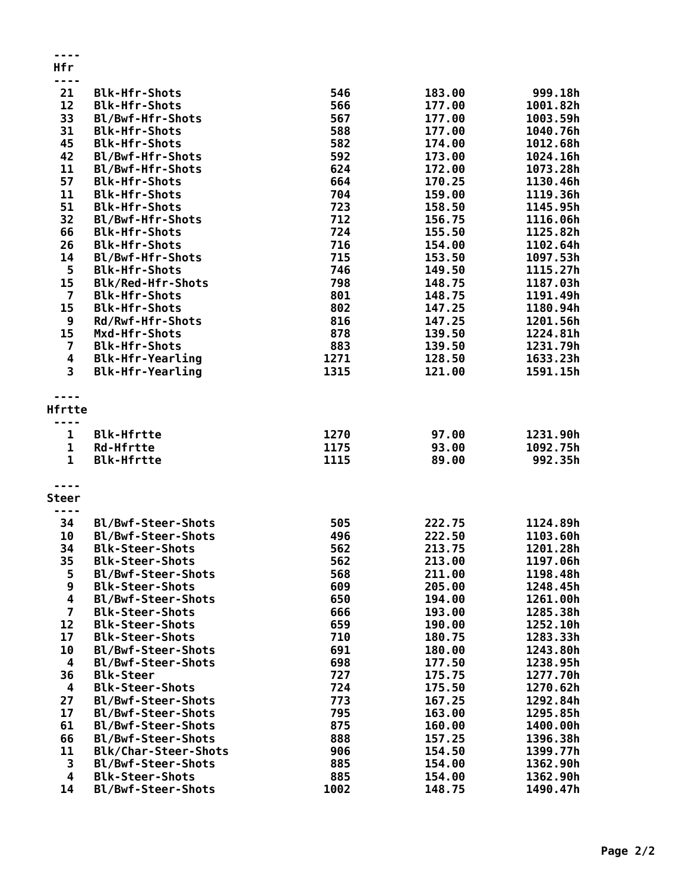----
**Hfr**
----

| | | | | |
|---|---|---|---|---|
| 21 | Blk-Hfr-Shots | 546 | 183.00 | 999.18h |
| 12 | Blk-Hfr-Shots | 566 | 177.00 | 1001.82h |
| 33 | Bl/Bwf-Hfr-Shots | 567 | 177.00 | 1003.59h |
| 31 | Blk-Hfr-Shots | 588 | 177.00 | 1040.76h |
| 45 | Blk-Hfr-Shots | 582 | 174.00 | 1012.68h |
| 42 | Bl/Bwf-Hfr-Shots | 592 | 173.00 | 1024.16h |
| 11 | Bl/Bwf-Hfr-Shots | 624 | 172.00 | 1073.28h |
| 57 | Blk-Hfr-Shots | 664 | 170.25 | 1130.46h |
| 11 | Blk-Hfr-Shots | 704 | 159.00 | 1119.36h |
| 51 | Blk-Hfr-Shots | 723 | 158.50 | 1145.95h |
| 32 | Bl/Bwf-Hfr-Shots | 712 | 156.75 | 1116.06h |
| 66 | Blk-Hfr-Shots | 724 | 155.50 | 1125.82h |
| 26 | Blk-Hfr-Shots | 716 | 154.00 | 1102.64h |
| 14 | Bl/Bwf-Hfr-Shots | 715 | 153.50 | 1097.53h |
| 5 | Blk-Hfr-Shots | 746 | 149.50 | 1115.27h |
| 15 | Blk/Red-Hfr-Shots | 798 | 148.75 | 1187.03h |
| 7 | Blk-Hfr-Shots | 801 | 148.75 | 1191.49h |
| 15 | Blk-Hfr-Shots | 802 | 147.25 | 1180.94h |
| 9 | Rd/Rwf-Hfr-Shots | 816 | 147.25 | 1201.56h |
| 15 | Mxd-Hfr-Shots | 878 | 139.50 | 1224.81h |
| 7 | Blk-Hfr-Shots | 883 | 139.50 | 1231.79h |
| 4 | Blk-Hfr-Yearling | 1271 | 128.50 | 1633.23h |
| 3 | Blk-Hfr-Yearling | 1315 | 121.00 | 1591.15h |

----
**Hfrtte**
----

| | | | | |
|---|---|---|---|---|
| 1 | Blk-Hfrtte | 1270 | 97.00 | 1231.90h |
| 1 | Rd-Hfrtte | 1175 | 93.00 | 1092.75h |
| 1 | Blk-Hfrtte | 1115 | 89.00 | 992.35h |

----
**Steer**
----

| | | | | |
|---|---|---|---|---|
| 34 | Bl/Bwf-Steer-Shots | 505 | 222.75 | 1124.89h |
| 10 | Bl/Bwf-Steer-Shots | 496 | 222.50 | 1103.60h |
| 34 | Blk-Steer-Shots | 562 | 213.75 | 1201.28h |
| 35 | Blk-Steer-Shots | 562 | 213.00 | 1197.06h |
| 5 | Bl/Bwf-Steer-Shots | 568 | 211.00 | 1198.48h |
| 9 | Blk-Steer-Shots | 609 | 205.00 | 1248.45h |
| 4 | Bl/Bwf-Steer-Shots | 650 | 194.00 | 1261.00h |
| 7 | Blk-Steer-Shots | 666 | 193.00 | 1285.38h |
| 12 | Blk-Steer-Shots | 659 | 190.00 | 1252.10h |
| 17 | Blk-Steer-Shots | 710 | 180.75 | 1283.33h |
| 10 | Bl/Bwf-Steer-Shots | 691 | 180.00 | 1243.80h |
| 4 | Bl/Bwf-Steer-Shots | 698 | 177.50 | 1238.95h |
| 36 | Blk-Steer | 727 | 175.75 | 1277.70h |
| 4 | Blk-Steer-Shots | 724 | 175.50 | 1270.62h |
| 27 | Bl/Bwf-Steer-Shots | 773 | 167.25 | 1292.84h |
| 17 | Bl/Bwf-Steer-Shots | 795 | 163.00 | 1295.85h |
| 61 | Bl/Bwf-Steer-Shots | 875 | 160.00 | 1400.00h |
| 66 | Bl/Bwf-Steer-Shots | 888 | 157.25 | 1396.38h |
| 11 | Blk/Char-Steer-Shots | 906 | 154.50 | 1399.77h |
| 3 | Bl/Bwf-Steer-Shots | 885 | 154.00 | 1362.90h |
| 4 | Blk-Steer-Shots | 885 | 154.00 | 1362.90h |
| 14 | Bl/Bwf-Steer-Shots | 1002 | 148.75 | 1490.47h |